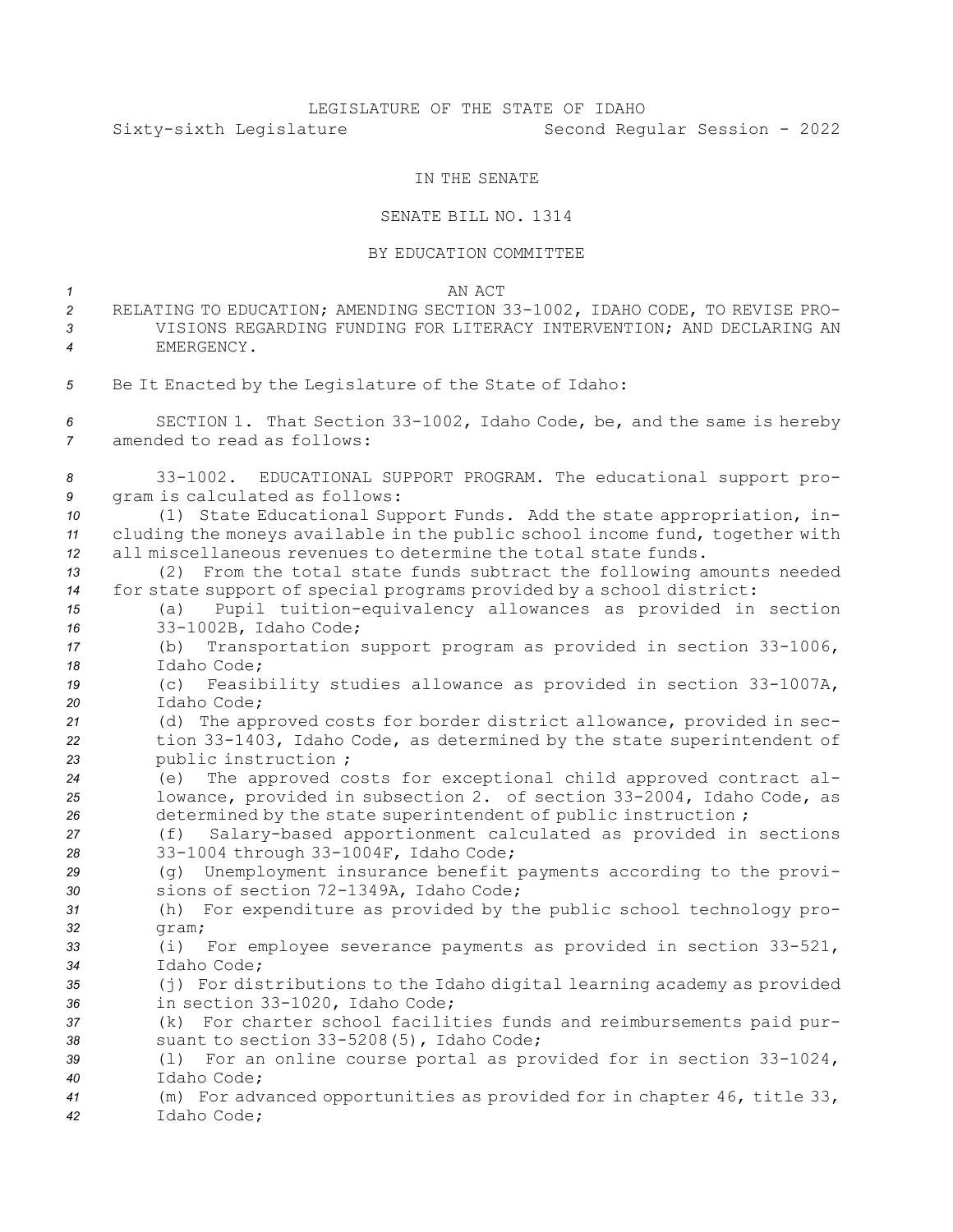LEGISLATURE OF THE STATE OF IDAHO

Sixty-sixth Legislature Second Regular Session - 2022

IN THE SENATE

SENATE BILL NO. 1314

BY EDUCATION COMMITTEE

AN ACT

RELATING TO EDUCATION; AMENDING SECTION 33-1002, IDAHO CODE, TO REVISE PROVISIONS REGARDING FUNDING FOR LITERACY INTERVENTION; AND DECLARING AN EMERGENCY.

Be It Enacted by the Legislature of the State of Idaho:

SECTION 1. That Section 33-1002, Idaho Code, be, and the same is hereby amended to read as follows:

33-1002. EDUCATIONAL SUPPORT PROGRAM. The educational support program is calculated as follows:

(1) State Educational Support Funds. Add the state appropriation, including the moneys available in the public school income fund, together with all miscellaneous revenues to determine the total state funds.

(2) From the total state funds subtract the following amounts needed for state support of special programs provided by a school district:

(a) Pupil tuition-equivalency allowances as provided in section 33-1002B, Idaho Code;

(b) Transportation support program as provided in section 33-1006, Idaho Code;

(c) Feasibility studies allowance as provided in section 33-1007A, Idaho Code;

(d) The approved costs for border district allowance, provided in section 33-1403, Idaho Code, as determined by the state superintendent of public instruction ;

(e) The approved costs for exceptional child approved contract allowance, provided in subsection 2. of section 33-2004, Idaho Code, as determined by the state superintendent of public instruction ;

(f) Salary-based apportionment calculated as provided in sections 33-1004 through 33-1004F, Idaho Code;

(g) Unemployment insurance benefit payments according to the provisions of section 72-1349A, Idaho Code;

(h) For expenditure as provided by the public school technology program;

(i) For employee severance payments as provided in section 33-521, Idaho Code;

(j) For distributions to the Idaho digital learning academy as provided in section 33-1020, Idaho Code;

(k) For charter school facilities funds and reimbursements paid pursuant to section 33-5208(5), Idaho Code;

(l) For an online course portal as provided for in section 33-1024, Idaho Code;

(m) For advanced opportunities as provided for in chapter 46, title 33, Idaho Code;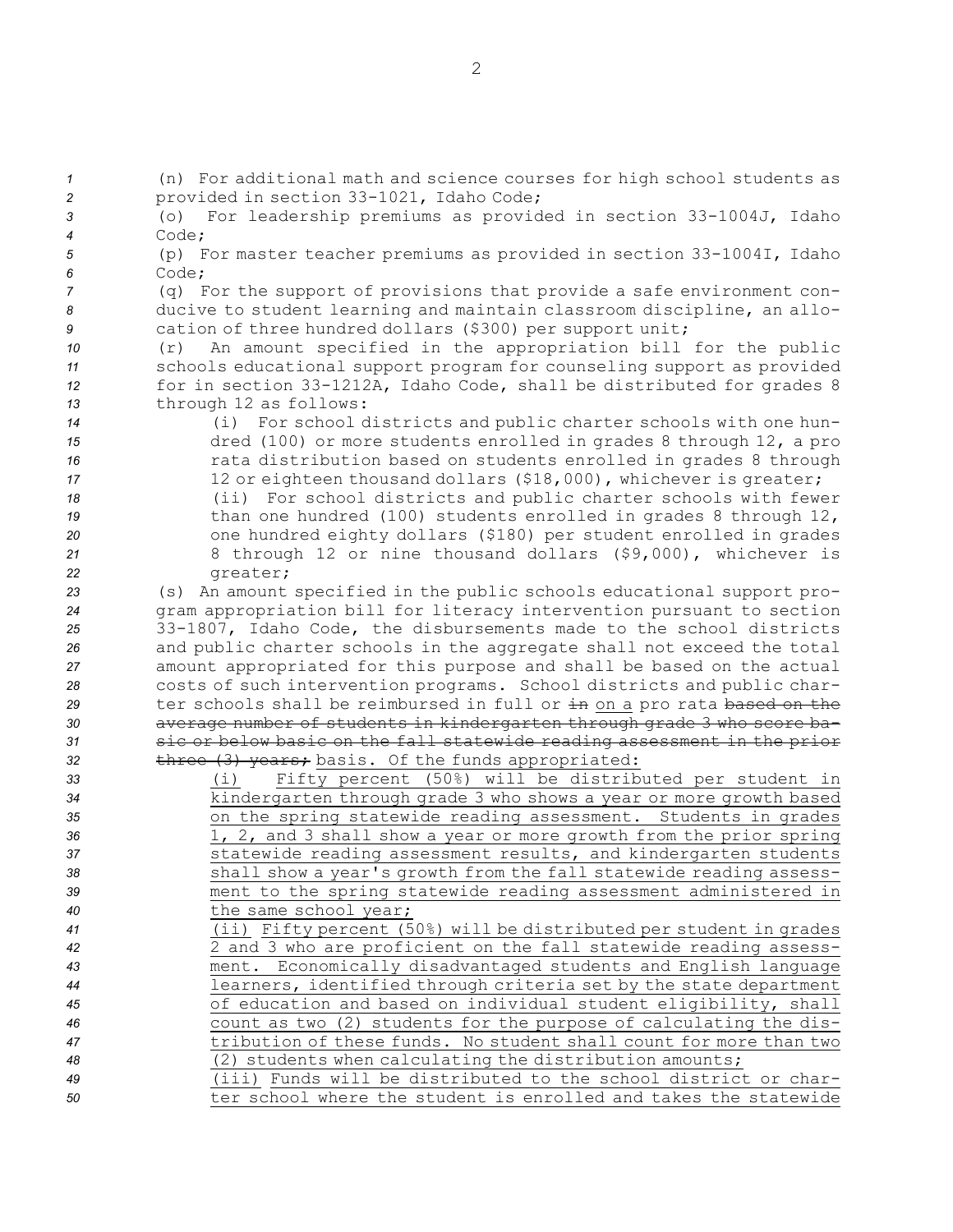(n) For additional math and science courses for high school students as provided in section 33-1021, Idaho Code;

(o) For leadership premiums as provided in section 33-1004J, Idaho Code;

(p) For master teacher premiums as provided in section 33-1004I, Idaho Code;

(q) For the support of provisions that provide a safe environment conducive to student learning and maintain classroom discipline, an allocation of three hundred dollars ($300) per support unit;

(r) An amount specified in the appropriation bill for the public schools educational support program for counseling support as provided for in section 33-1212A, Idaho Code, shall be distributed for grades 8 through 12 as follows:

(i) For school districts and public charter schools with one hundred (100) or more students enrolled in grades 8 through 12, a pro rata distribution based on students enrolled in grades 8 through 12 or eighteen thousand dollars ($18,000), whichever is greater;

(ii) For school districts and public charter schools with fewer than one hundred (100) students enrolled in grades 8 through 12, one hundred eighty dollars ($180) per student enrolled in grades 8 through 12 or nine thousand dollars ($9,000), whichever is greater;

(s) An amount specified in the public schools educational support program appropriation bill for literacy intervention pursuant to section 33-1807, Idaho Code, the disbursements made to the school districts and public charter schools in the aggregate shall not exceed the total amount appropriated for this purpose and shall be based on the actual costs of such intervention programs. School districts and public charter schools shall be reimbursed in full or ~~in~~ <u>on a</u> pro rata ~~based on the average number of students in kindergarten through grade 3 who score basic or below basic on the fall statewide reading assessment in the prior three (3) years;~~ <u>basis. Of the funds appropriated:</u>

<u>(i) Fifty percent (50%) will be distributed per student in kindergarten through grade 3 who shows a year or more growth based on the spring statewide reading assessment. Students in grades 1, 2, and 3 shall show a year or more growth from the prior spring statewide reading assessment results, and kindergarten students shall show a year's growth from the fall statewide reading assessment to the spring statewide reading assessment administered in the same school year;</u>

<u>(ii) Fifty percent (50%) will be distributed per student in grades 2 and 3 who are proficient on the fall statewide reading assessment. Economically disadvantaged students and English language learners, identified through criteria set by the state department of education and based on individual student eligibility, shall count as two (2) students for the purpose of calculating the distribution of these funds. No student shall count for more than two (2) students when calculating the distribution amounts;</u>

<u>(iii) Funds will be distributed to the school district or charter school where the student is enrolled and takes the statewide</u>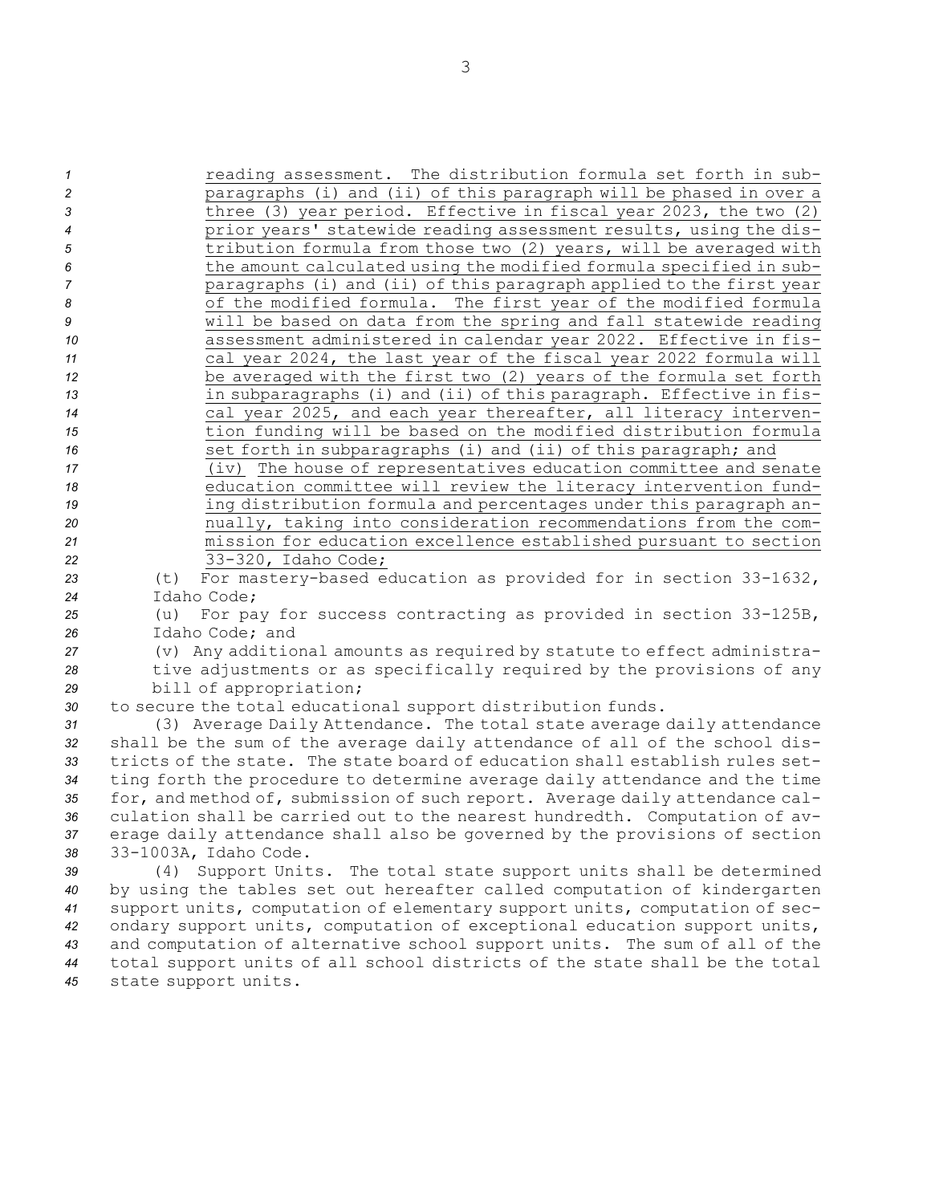reading assessment. The distribution formula set forth in subparagraphs (i) and (ii) of this paragraph will be phased in over a three (3) year period. Effective in fiscal year 2023, the two (2) prior years' statewide reading assessment results, using the distribution formula from those two (2) years, will be averaged with the amount calculated using the modified formula specified in subparagraphs (i) and (ii) of this paragraph applied to the first year of the modified formula. The first year of the modified formula will be based on data from the spring and fall statewide reading assessment administered in calendar year 2022. Effective in fiscal year 2024, the last year of the fiscal year 2022 formula will be averaged with the first two (2) years of the formula set forth in subparagraphs (i) and (ii) of this paragraph. Effective in fiscal year 2025, and each year thereafter, all literacy intervention funding will be based on the modified distribution formula set forth in subparagraphs (i) and (ii) of this paragraph; and

(iv) The house of representatives education committee and senate education committee will review the literacy intervention funding distribution formula and percentages under this paragraph annually, taking into consideration recommendations from the commission for education excellence established pursuant to section 33-320, Idaho Code;

(t) For mastery-based education as provided for in section 33-1632, Idaho Code;

(u) For pay for success contracting as provided in section 33-125B, Idaho Code; and

(v) Any additional amounts as required by statute to effect administrative adjustments or as specifically required by the provisions of any bill of appropriation;

to secure the total educational support distribution funds.

(3) Average Daily Attendance. The total state average daily attendance shall be the sum of the average daily attendance of all of the school districts of the state. The state board of education shall establish rules setting forth the procedure to determine average daily attendance and the time for, and method of, submission of such report. Average daily attendance calculation shall be carried out to the nearest hundredth. Computation of average daily attendance shall also be governed by the provisions of section 33-1003A, Idaho Code.

(4) Support Units. The total state support units shall be determined by using the tables set out hereafter called computation of kindergarten support units, computation of elementary support units, computation of secondary support units, computation of exceptional education support units, and computation of alternative school support units. The sum of all of the total support units of all school districts of the state shall be the total state support units.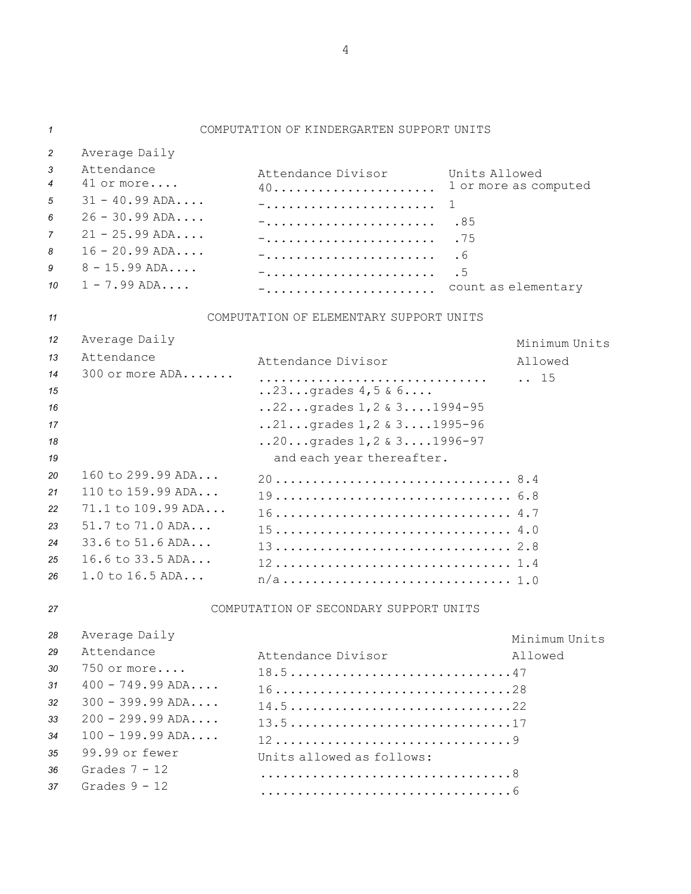## COMPUTATION OF KINDERGARTEN SUPPORT UNITS

| Average Daily Attendance | Attendance Divisor | Units Allowed |
|---|---|---|
| 41 or more.... | 40...................... | 1 or more as computed |
| 31 - 40.99 ADA.... | -...................... | 1 |
| 26 - 30.99 ADA.... | -...................... | .85 |
| 21 - 25.99 ADA.... | -...................... | .75 |
| 16 - 20.99 ADA.... | -...................... | .6 |
| 8 - 15.99 ADA.... | -...................... | .5 |
| 1 - 7.99 ADA.... | -...................... | count as elementary |

## COMPUTATION OF ELEMENTARY SUPPORT UNITS

| Average Daily Attendance | Attendance Divisor | Minimum Units Allowed |
|---|---|---|
| 300 or more ADA....... | ..............................<br>..23...grades 4,5 & 6....<br>..22...grades 1,2 & 3....1994-95<br>..21...grades 1,2 & 3....1995-96<br>..20...grades 1,2 & 3....1996-97<br>and each year thereafter. | .. 15 |
| 160 to 299.99 ADA... | 20 ............................... | 8.4 |
| 110 to 159.99 ADA... | 19 ............................... | 6.8 |
| 71.1 to 109.99 ADA... | 16 ............................... | 4.7 |
| 51.7 to 71.0 ADA... | 15 ............................... | 4.0 |
| 33.6 to 51.6 ADA... | 13 ............................... | 2.8 |
| 16.6 to 33.5 ADA... | 12 ............................... | 1.4 |
| 1.0 to 16.5 ADA... | n/a ............................... | 1.0 |

## COMPUTATION OF SECONDARY SUPPORT UNITS

| Average Daily Attendance | Attendance Divisor | Minimum Units Allowed |
|---|---|---|
| 750 or more.... | 18.5.............................. | 47 |
| 400 - 749.99 ADA.... | 16................................ | 28 |
| 300 - 399.99 ADA.... | 14.5.............................. | 22 |
| 200 - 299.99 ADA.... | 13.5.............................. | 17 |
| 100 - 199.99 ADA.... | 12................................ | 9 |
| 99.99 or fewer | Units allowed as follows: | |
| Grades 7 - 12 | .................................. | 8 |
| Grades 9 - 12 | .................................. | 6 |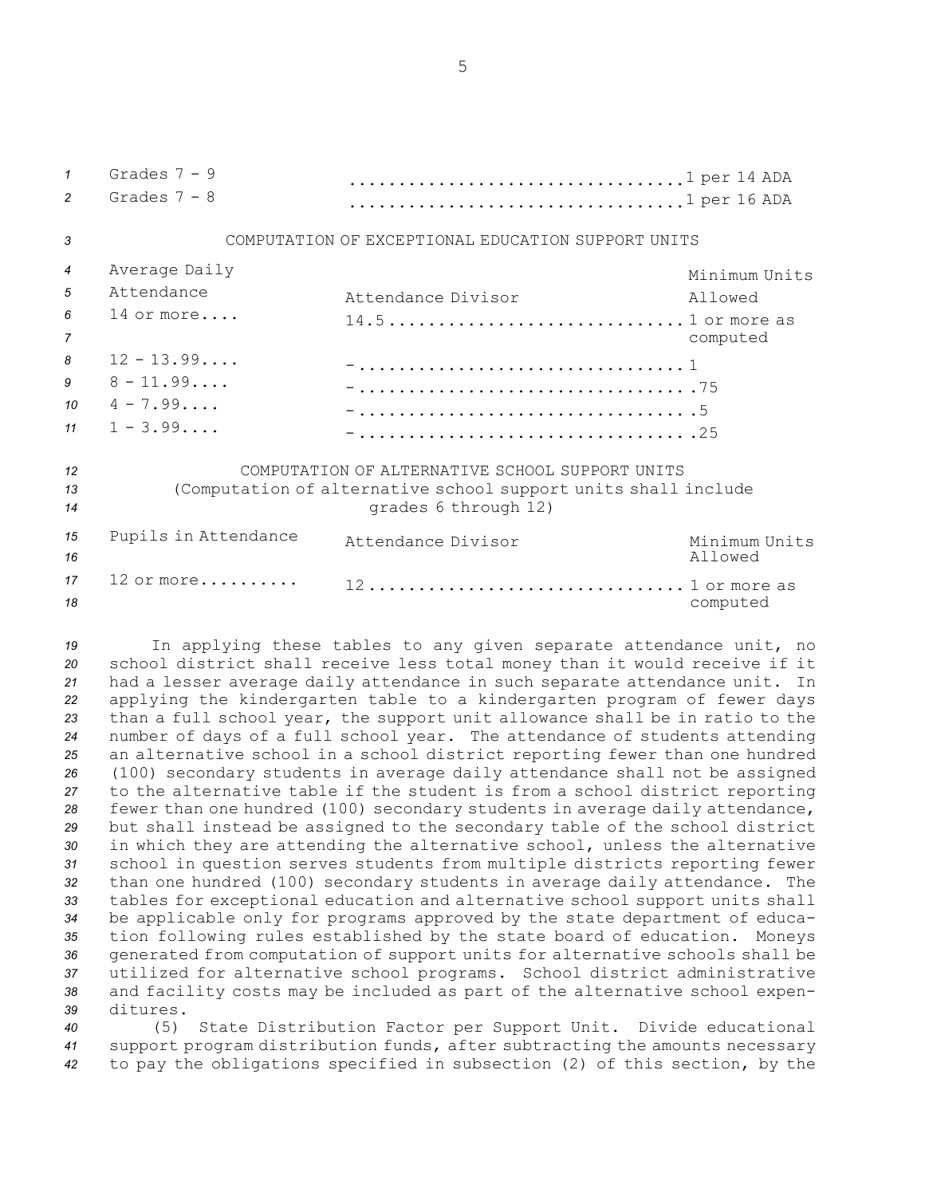| | | |
|---|---|---|
| Grades 7 - 9 | .................................. | 1 per 14 ADA |
| Grades 7 - 8 | .................................. | 1 per 16 ADA |

COMPUTATION OF EXCEPTIONAL EDUCATION SUPPORT UNITS

| Average Daily Attendance | Attendance Divisor | Minimum Units Allowed |
|---|---|---|
| 14 or more.... | 14.5.............................. | 1 or more as computed |
| 12 - 13.99.... | -................................ | 1 |
| 8 - 11.99.... | -................................ | .75 |
| 4 - 7.99.... | -................................ | .5 |
| 1 - 3.99.... | -................................ | .25 |

COMPUTATION OF ALTERNATIVE SCHOOL SUPPORT UNITS
(Computation of alternative school support units shall include grades 6 through 12)

| Pupils in Attendance | Attendance Divisor | Minimum Units Allowed |
|---|---|---|
| 12 or more.......... | 12............................... | 1 or more as computed |

In applying these tables to any given separate attendance unit, no school district shall receive less total money than it would receive if it had a lesser average daily attendance in such separate attendance unit. In applying the kindergarten table to a kindergarten program of fewer days than a full school year, the support unit allowance shall be in ratio to the number of days of a full school year. The attendance of students attending an alternative school in a school district reporting fewer than one hundred (100) secondary students in average daily attendance shall not be assigned to the alternative table if the student is from a school district reporting fewer than one hundred (100) secondary students in average daily attendance, but shall instead be assigned to the secondary table of the school district in which they are attending the alternative school, unless the alternative school in question serves students from multiple districts reporting fewer than one hundred (100) secondary students in average daily attendance. The tables for exceptional education and alternative school support units shall be applicable only for programs approved by the state department of education following rules established by the state board of education. Moneys generated from computation of support units for alternative schools shall be utilized for alternative school programs. School district administrative and facility costs may be included as part of the alternative school expenditures.

(5) State Distribution Factor per Support Unit. Divide educational support program distribution funds, after subtracting the amounts necessary to pay the obligations specified in subsection (2) of this section, by the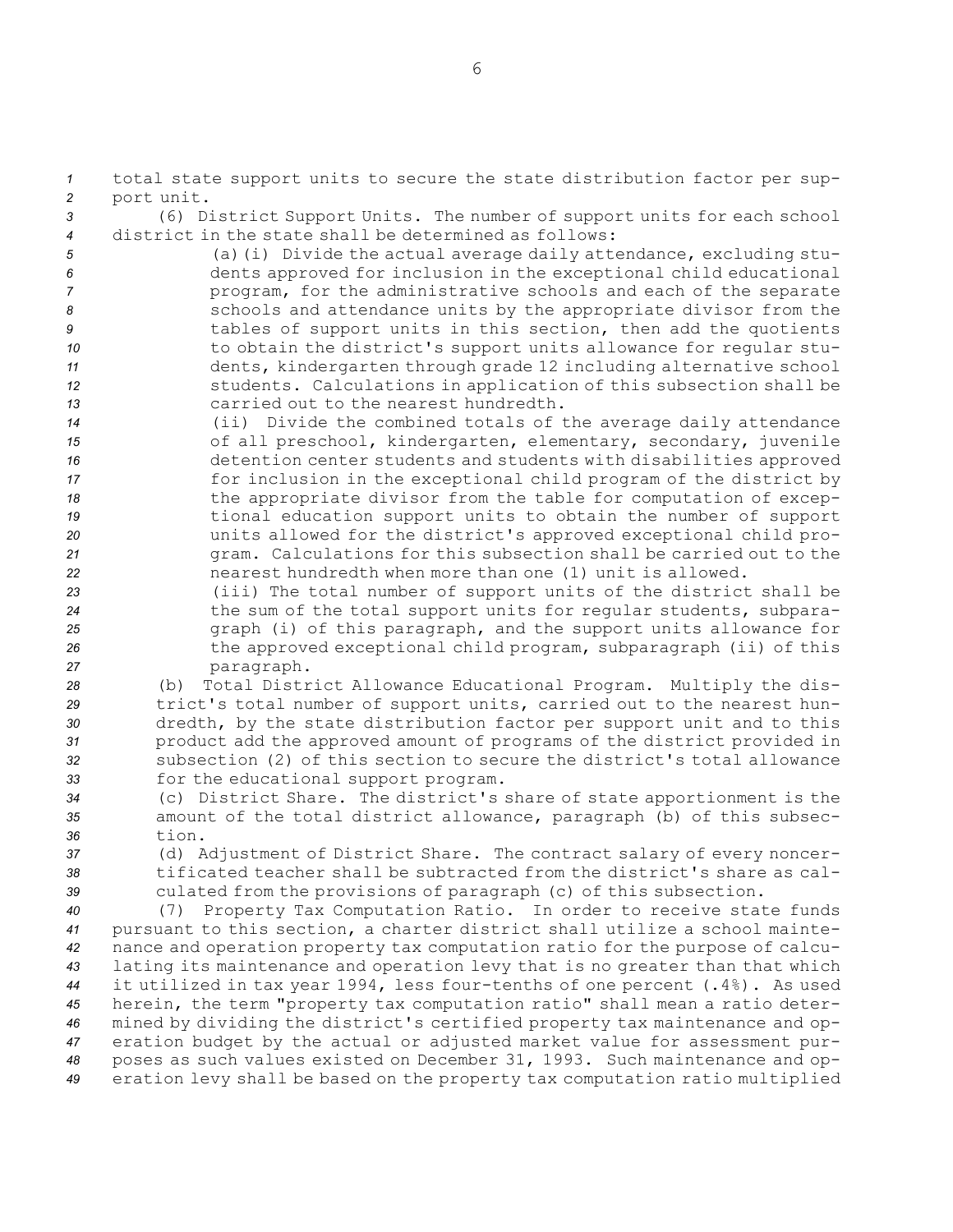total state support units to secure the state distribution factor per support unit.

(6) District Support Units. The number of support units for each school district in the state shall be determined as follows:

(a)(i) Divide the actual average daily attendance, excluding students approved for inclusion in the exceptional child educational program, for the administrative schools and each of the separate schools and attendance units by the appropriate divisor from the tables of support units in this section, then add the quotients to obtain the district's support units allowance for regular students, kindergarten through grade 12 including alternative school students. Calculations in application of this subsection shall be carried out to the nearest hundredth.

(ii) Divide the combined totals of the average daily attendance of all preschool, kindergarten, elementary, secondary, juvenile detention center students and students with disabilities approved for inclusion in the exceptional child program of the district by the appropriate divisor from the table for computation of exceptional education support units to obtain the number of support units allowed for the district's approved exceptional child program. Calculations for this subsection shall be carried out to the nearest hundredth when more than one (1) unit is allowed.

(iii) The total number of support units of the district shall be the sum of the total support units for regular students, subparagraph (i) of this paragraph, and the support units allowance for the approved exceptional child program, subparagraph (ii) of this paragraph.

(b) Total District Allowance Educational Program. Multiply the district's total number of support units, carried out to the nearest hundredth, by the state distribution factor per support unit and to this product add the approved amount of programs of the district provided in subsection (2) of this section to secure the district's total allowance for the educational support program.

(c) District Share. The district's share of state apportionment is the amount of the total district allowance, paragraph (b) of this subsection.

(d) Adjustment of District Share. The contract salary of every noncertificated teacher shall be subtracted from the district's share as calculated from the provisions of paragraph (c) of this subsection.

(7) Property Tax Computation Ratio. In order to receive state funds pursuant to this section, a charter district shall utilize a school maintenance and operation property tax computation ratio for the purpose of calculating its maintenance and operation levy that is no greater than that which it utilized in tax year 1994, less four-tenths of one percent (.4%). As used herein, the term "property tax computation ratio" shall mean a ratio determined by dividing the district's certified property tax maintenance and operation budget by the actual or adjusted market value for assessment purposes as such values existed on December 31, 1993. Such maintenance and operation levy shall be based on the property tax computation ratio multiplied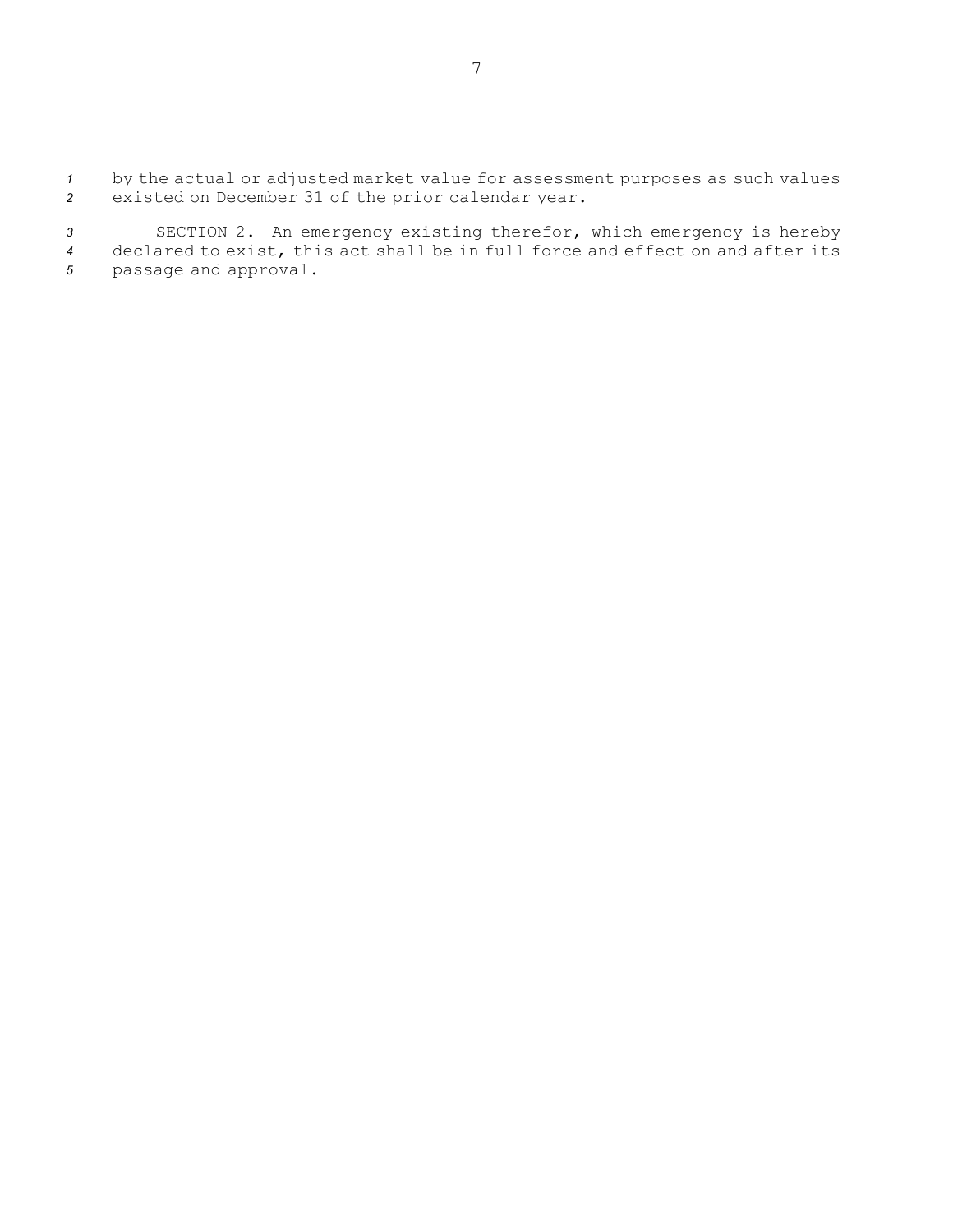by the actual or adjusted market value for assessment purposes as such values existed on December 31 of the prior calendar year.

SECTION 2. An emergency existing therefor, which emergency is hereby declared to exist, this act shall be in full force and effect on and after its passage and approval.